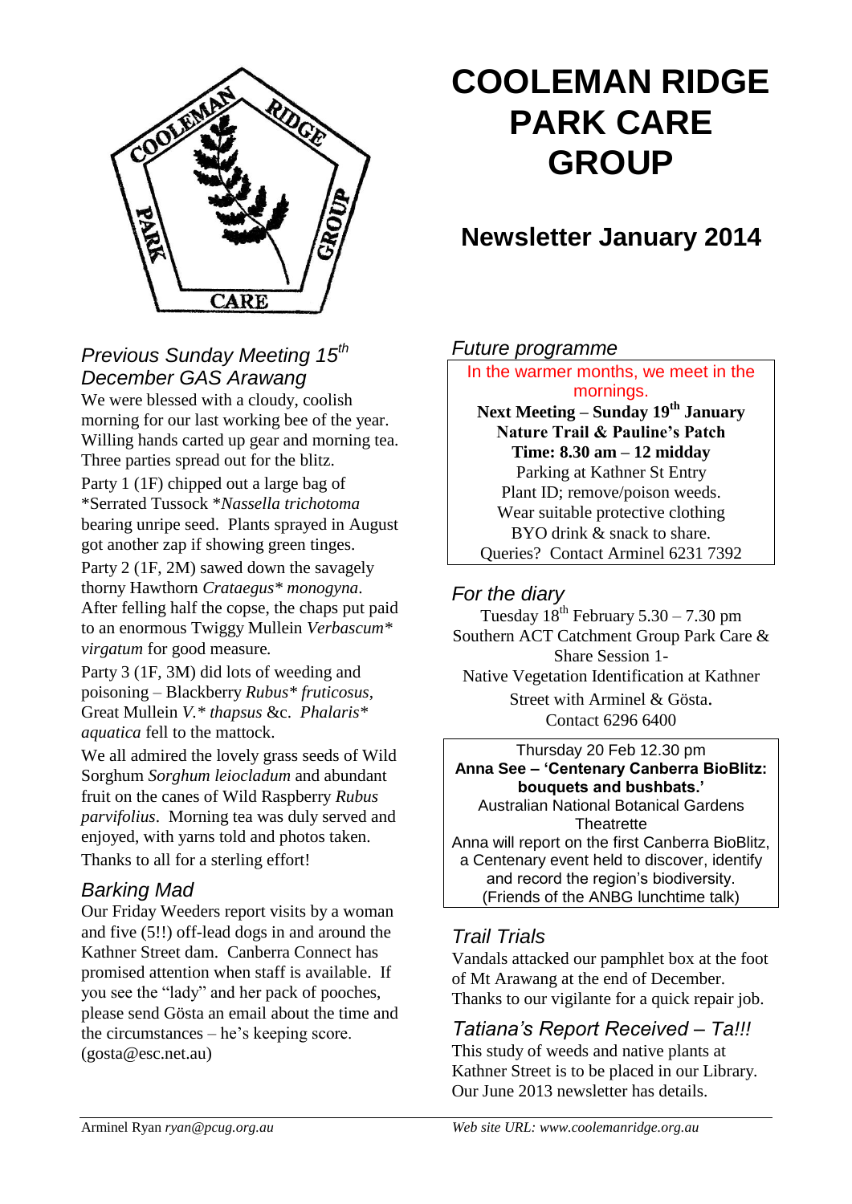# COOLEMAN RIDGE PARK CARE GROUP

## Newsletter January 2014

### *Previous Sunday Meeting 15th December GAS Arawang*

We were blessed with a cloudy, coolish morning for our last working bee of the year. Willing hands carted up gear and morning tea. Three parties spread out for the blitz.

Party 1 (1F) chipped out a large bag of *Serrated Tussock **Nassella trichotoma*** bearing unripe seed. Plants sprayed in August got another zap if showing green tinges.

Party 2 (1F, 2M) sawed down the savagely thorny Hawthorn *Crataegus** *monogyna*. After felling half the copse, the chaps put paid to an enormous Twiggy Mullein *Verbascum** *virgatum* for good measure.

Party 3 (1F, 3M) did lots of weeding and poisoning – Blackberry *Rubus** *fruticosus*, Great Mullein *V.** *thapsus* &c. *Phalaris** *aquatica* fell to the mattock.

We all admired the lovely grass seeds of Wild Sorghum *Sorghum leiocladum* and abundant fruit on the canes of Wild Raspberry *Rubus parvifolius*. Morning tea was duly served and enjoyed, with yarns told and photos taken.

Thanks to all for a sterling effort!

### *Barking Mad*

Our Friday Weeders report visits by a woman and five (5!!) off-lead dogs in and around the Kathner Street dam. Canberra Connect has promised attention when staff is available. If you see the "lady" and her pack of pooches, please send Gösta an email about the time and the circumstances – he's keeping score. (gosta@esc.net.au)

### *Future programme*

In the warmer months, we meet in the mornings.

**Next Meeting – Sunday 19th January**
**Nature Trail & Pauline's Patch**
**Time: 8.30 am – 12 midday**
Parking at Kathner St Entry
Plant ID; remove/poison weeds.
Wear suitable protective clothing
BYO drink & snack to share.
Queries? Contact Arminel 6231 7392

### *For the diary*

Tuesday 18th February 5.30 – 7.30 pm
Southern ACT Catchment Group Park Care & Share Session 1-
Native Vegetation Identification at Kathner Street with Arminel & Gösta.
Contact 6296 6400

Thursday 20 Feb 12.30 pm
**Anna See – 'Centenary Canberra BioBlitz: bouquets and bushbats.'**
Australian National Botanical Gardens Theatrette
Anna will report on the first Canberra BioBlitz, a Centenary event held to discover, identify and record the region's biodiversity.
(Friends of the ANBG lunchtime talk)

### *Trail Trials*

Vandals attacked our pamphlet box at the foot of Mt Arawang at the end of December. Thanks to our vigilante for a quick repair job.

### *Tatiana's Report Received – Ta!!!*

This study of weeds and native plants at Kathner Street is to be placed in our Library. Our June 2013 newsletter has details.

Arminel Ryan *ryan@pcug.org.au*

*Web site URL: www.coolemanridge.org.au*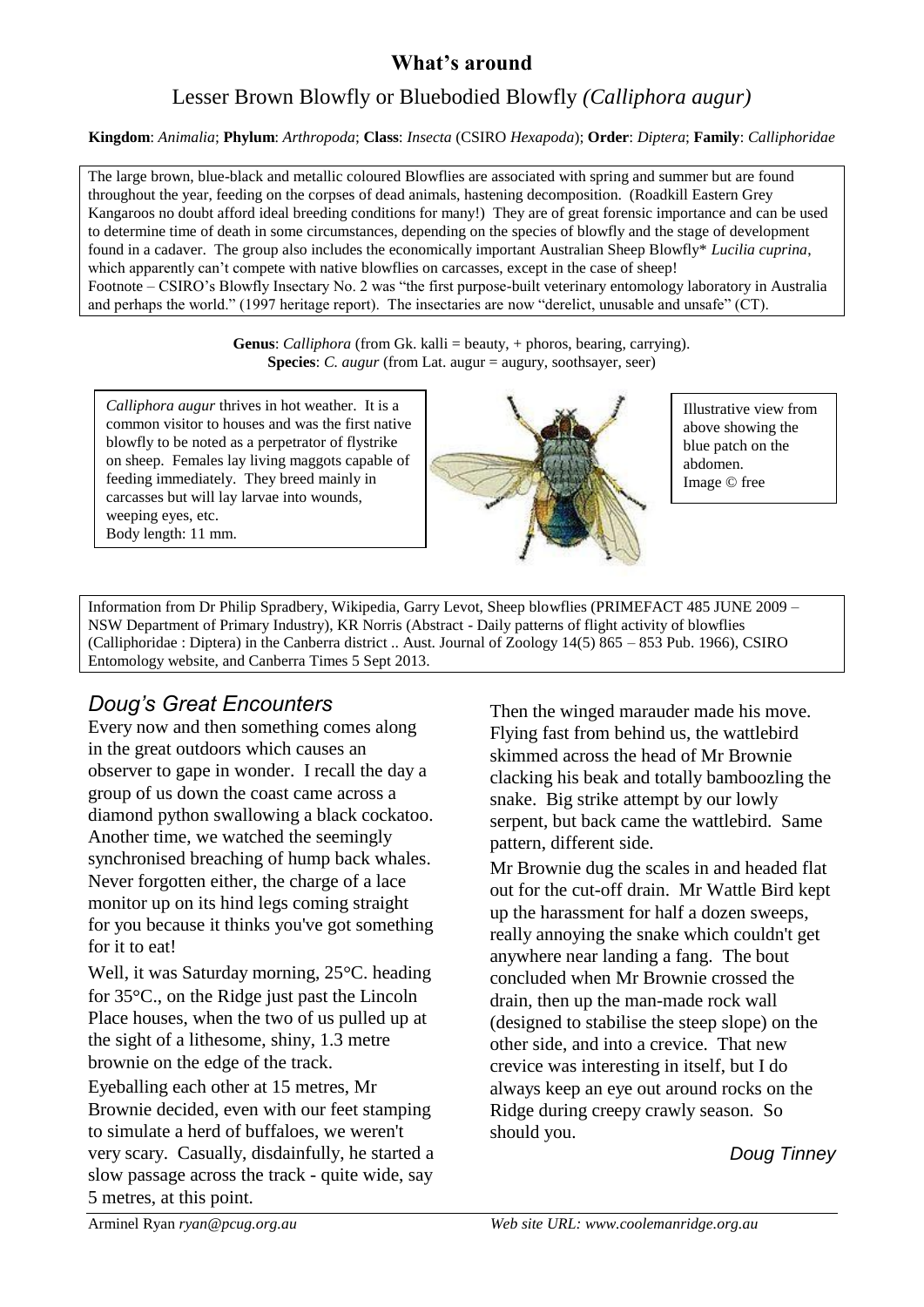## What's around

### Lesser Brown Blowfly or Bluebodied Blowfly *(Calliphora augur)*

**Kingdom**: *Animalia*; **Phylum**: *Arthropoda*; **Class**: *Insecta* (CSIRO *Hexapoda*); **Order**: *Diptera*; **Family**: *Calliphoridae*

The large brown, blue-black and metallic coloured Blowflies are associated with spring and summer but are found throughout the year, feeding on the corpses of dead animals, hastening decomposition. (Roadkill Eastern Grey Kangaroos no doubt afford ideal breeding conditions for many!) They are of great forensic importance and can be used to determine time of death in some circumstances, depending on the species of blowfly and the stage of development found in a cadaver. The group also includes the economically important Australian Sheep Blowfly* *Lucilia cuprina*, which apparently can't compete with native blowflies on carcasses, except in the case of sheep!
Footnote – CSIRO's Blowfly Insectary No. 2 was "the first purpose-built veterinary entomology laboratory in Australia and perhaps the world." (1997 heritage report). The insectaries are now "derelict, unusable and unsafe" (CT).

**Genus**: *Calliphora* (from Gk. kalli = beauty, + phoros, bearing, carrying).
**Species**: *C. augur* (from Lat. augur = augury, soothsayer, seer)

*Calliphora augur* thrives in hot weather. It is a common visitor to houses and was the first native blowfly to be noted as a perpetrator of flystrike on sheep. Females lay living maggots capable of feeding immediately. They breed mainly in carcasses but will lay larvae into wounds, weeping eyes, etc.
Body length: 11 mm.

Illustrative view from above showing the blue patch on the abdomen.
Image © free

Information from Dr Philip Spradbery, Wikipedia, Garry Levot, Sheep blowflies (PRIMEFACT 485 JUNE 2009 – NSW Department of Primary Industry), KR Norris (Abstract - Daily patterns of flight activity of blowflies (Calliphoridae : Diptera) in the Canberra district .. Aust. Journal of Zoology 14(5) 865 – 853 Pub. 1966), CSIRO Entomology website, and Canberra Times 5 Sept 2013.

## *Doug's Great Encounters*

Every now and then something comes along in the great outdoors which causes an observer to gape in wonder. I recall the day a group of us down the coast came across a diamond python swallowing a black cockatoo. Another time, we watched the seemingly synchronised breaching of hump back whales. Never forgotten either, the charge of a lace monitor up on its hind legs coming straight for you because it thinks you've got something for it to eat!

Well, it was Saturday morning, 25°C. heading for 35°C., on the Ridge just past the Lincoln Place houses, when the two of us pulled up at the sight of a lithesome, shiny, 1.3 metre brownie on the edge of the track.

Eyeballing each other at 15 metres, Mr Brownie decided, even with our feet stamping to simulate a herd of buffaloes, we weren't very scary. Casually, disdainfully, he started a slow passage across the track - quite wide, say 5 metres, at this point.

Then the winged marauder made his move. Flying fast from behind us, the wattlebird skimmed across the head of Mr Brownie clacking his beak and totally bamboozling the snake. Big strike attempt by our lowly serpent, but back came the wattlebird. Same pattern, different side.

Mr Brownie dug the scales in and headed flat out for the cut-off drain. Mr Wattle Bird kept up the harassment for half a dozen sweeps, really annoying the snake which couldn't get anywhere near landing a fang. The bout concluded when Mr Brownie crossed the drain, then up the man-made rock wall (designed to stabilise the steep slope) on the other side, and into a crevice. That new crevice was interesting in itself, but I do always keep an eye out around rocks on the Ridge during creepy crawly season. So should you.

*Doug Tinney*

Arminel Ryan *ryan@pcug.org.au*    *Web site URL: www.coolemanridge.org.au*